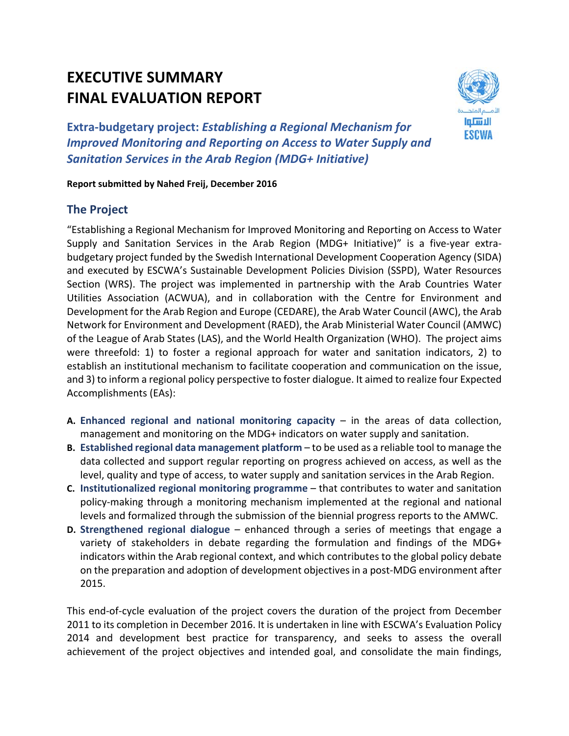# EXECUTIVE SUMMARY
# FINAL EVALUATION REPORT

## Extra-budgetary project: *Establishing a Regional Mechanism for Improved Monitoring and Reporting on Access to Water Supply and Sanitation Services in the Arab Region (MDG+ Initiative)*

**Report submitted by Nahed Freij, December 2016**

## The Project

"Establishing a Regional Mechanism for Improved Monitoring and Reporting on Access to Water Supply and Sanitation Services in the Arab Region (MDG+ Initiative)" is a five-year extra-budgetary project funded by the Swedish International Development Cooperation Agency (SIDA) and executed by ESCWA's Sustainable Development Policies Division (SSPD), Water Resources Section (WRS). The project was implemented in partnership with the Arab Countries Water Utilities Association (ACWUA), and in collaboration with the Centre for Environment and Development for the Arab Region and Europe (CEDARE), the Arab Water Council (AWC), the Arab Network for Environment and Development (RAED), the Arab Ministerial Water Council (AMWC) of the League of Arab States (LAS), and the World Health Organization (WHO). The project aims were threefold: 1) to foster a regional approach for water and sanitation indicators, 2) to establish an institutional mechanism to facilitate cooperation and communication on the issue, and 3) to inform a regional policy perspective to foster dialogue. It aimed to realize four Expected Accomplishments (EAs):

A. **Enhanced regional and national monitoring capacity** – in the areas of data collection, management and monitoring on the MDG+ indicators on water supply and sanitation.
B. **Established regional data management platform** – to be used as a reliable tool to manage the data collected and support regular reporting on progress achieved on access, as well as the level, quality and type of access, to water supply and sanitation services in the Arab Region.
C. **Institutionalized regional monitoring programme** – that contributes to water and sanitation policy-making through a monitoring mechanism implemented at the regional and national levels and formalized through the submission of the biennial progress reports to the AMWC.
D. **Strengthened regional dialogue** – enhanced through a series of meetings that engage a variety of stakeholders in debate regarding the formulation and findings of the MDG+ indicators within the Arab regional context, and which contributes to the global policy debate on the preparation and adoption of development objectives in a post-MDG environment after 2015.

This end-of-cycle evaluation of the project covers the duration of the project from December 2011 to its completion in December 2016. It is undertaken in line with ESCWA's Evaluation Policy 2014 and development best practice for transparency, and seeks to assess the overall achievement of the project objectives and intended goal, and consolidate the main findings,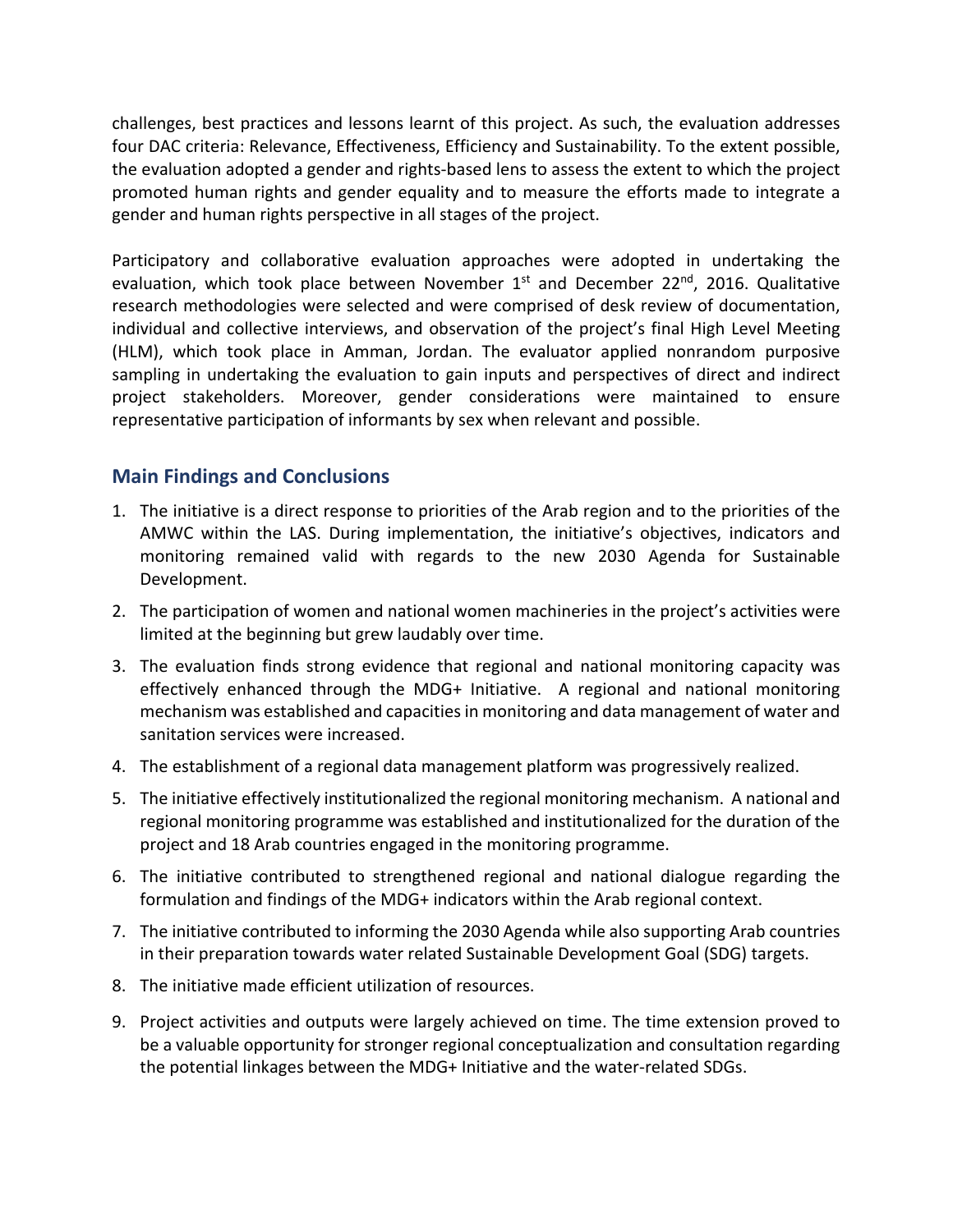challenges, best practices and lessons learnt of this project. As such, the evaluation addresses four DAC criteria: Relevance, Effectiveness, Efficiency and Sustainability. To the extent possible, the evaluation adopted a gender and rights-based lens to assess the extent to which the project promoted human rights and gender equality and to measure the efforts made to integrate a gender and human rights perspective in all stages of the project.

Participatory and collaborative evaluation approaches were adopted in undertaking the evaluation, which took place between November 1st and December 22nd, 2016. Qualitative research methodologies were selected and were comprised of desk review of documentation, individual and collective interviews, and observation of the project's final High Level Meeting (HLM), which took place in Amman, Jordan. The evaluator applied nonrandom purposive sampling in undertaking the evaluation to gain inputs and perspectives of direct and indirect project stakeholders. Moreover, gender considerations were maintained to ensure representative participation of informants by sex when relevant and possible.

## Main Findings and Conclusions

1. The initiative is a direct response to priorities of the Arab region and to the priorities of the AMWC within the LAS. During implementation, the initiative's objectives, indicators and monitoring remained valid with regards to the new 2030 Agenda for Sustainable Development.
2. The participation of women and national women machineries in the project's activities were limited at the beginning but grew laudably over time.
3. The evaluation finds strong evidence that regional and national monitoring capacity was effectively enhanced through the MDG+ Initiative. A regional and national monitoring mechanism was established and capacities in monitoring and data management of water and sanitation services were increased.
4. The establishment of a regional data management platform was progressively realized.
5. The initiative effectively institutionalized the regional monitoring mechanism. A national and regional monitoring programme was established and institutionalized for the duration of the project and 18 Arab countries engaged in the monitoring programme.
6. The initiative contributed to strengthened regional and national dialogue regarding the formulation and findings of the MDG+ indicators within the Arab regional context.
7. The initiative contributed to informing the 2030 Agenda while also supporting Arab countries in their preparation towards water related Sustainable Development Goal (SDG) targets.
8. The initiative made efficient utilization of resources.
9. Project activities and outputs were largely achieved on time. The time extension proved to be a valuable opportunity for stronger regional conceptualization and consultation regarding the potential linkages between the MDG+ Initiative and the water-related SDGs.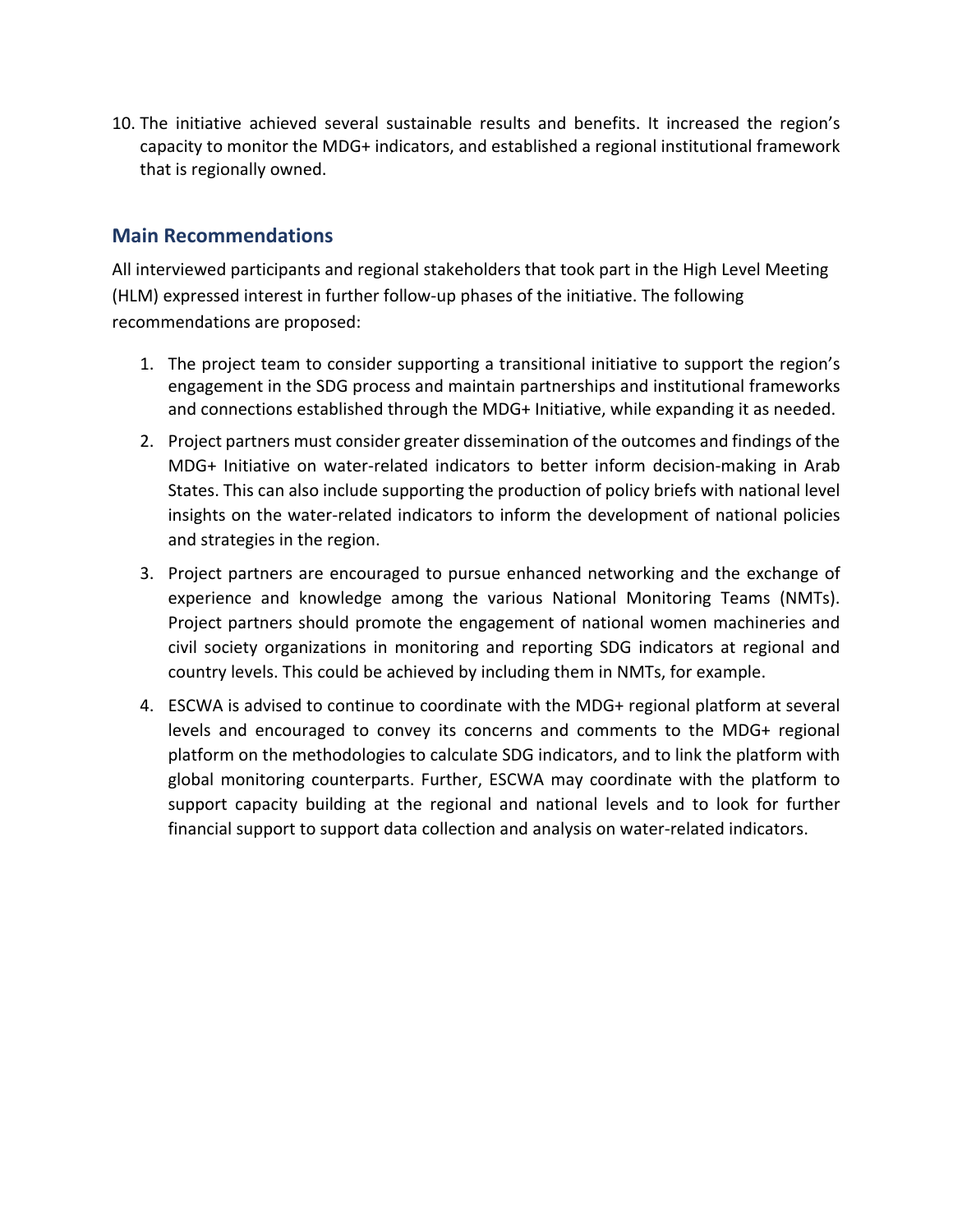10. The initiative achieved several sustainable results and benefits. It increased the region's capacity to monitor the MDG+ indicators, and established a regional institutional framework that is regionally owned.

## Main Recommendations

All interviewed participants and regional stakeholders that took part in the High Level Meeting (HLM) expressed interest in further follow-up phases of the initiative. The following recommendations are proposed:

1. The project team to consider supporting a transitional initiative to support the region's engagement in the SDG process and maintain partnerships and institutional frameworks and connections established through the MDG+ Initiative, while expanding it as needed.
2. Project partners must consider greater dissemination of the outcomes and findings of the MDG+ Initiative on water-related indicators to better inform decision-making in Arab States. This can also include supporting the production of policy briefs with national level insights on the water-related indicators to inform the development of national policies and strategies in the region.
3. Project partners are encouraged to pursue enhanced networking and the exchange of experience and knowledge among the various National Monitoring Teams (NMTs). Project partners should promote the engagement of national women machineries and civil society organizations in monitoring and reporting SDG indicators at regional and country levels. This could be achieved by including them in NMTs, for example.
4. ESCWA is advised to continue to coordinate with the MDG+ regional platform at several levels and encouraged to convey its concerns and comments to the MDG+ regional platform on the methodologies to calculate SDG indicators, and to link the platform with global monitoring counterparts. Further, ESCWA may coordinate with the platform to support capacity building at the regional and national levels and to look for further financial support to support data collection and analysis on water-related indicators.